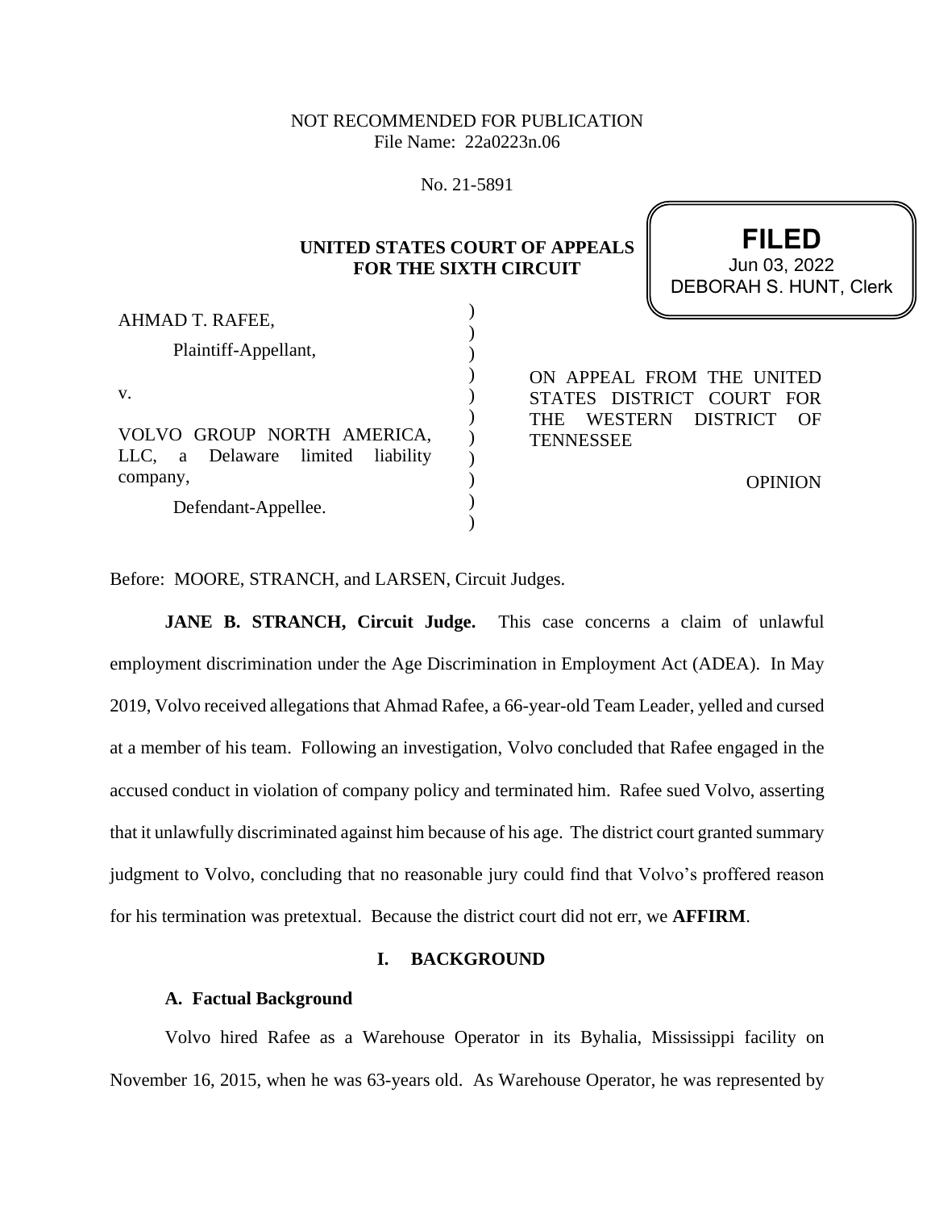NOT RECOMMENDED FOR PUBLICATION
File Name: 22a0223n.06

No. 21-5891

**UNITED STATES COURT OF APPEALS**
**FOR THE SIXTH CIRCUIT**

**FILED**
Jun 03, 2022
DEBORAH S. HUNT, Clerk

AHMAD T. RAFEE,

Plaintiff-Appellant,

v.

VOLVO GROUP NORTH AMERICA, LLC, a Delaware limited liability company,

Defendant-Appellee.

ON APPEAL FROM THE UNITED STATES DISTRICT COURT FOR THE WESTERN DISTRICT OF TENNESSEE

OPINION

Before: MOORE, STRANCH, and LARSEN, Circuit Judges.

**JANE B. STRANCH, Circuit Judge.** This case concerns a claim of unlawful employment discrimination under the Age Discrimination in Employment Act (ADEA). In May 2019, Volvo received allegations that Ahmad Rafee, a 66-year-old Team Leader, yelled and cursed at a member of his team. Following an investigation, Volvo concluded that Rafee engaged in the accused conduct in violation of company policy and terminated him. Rafee sued Volvo, asserting that it unlawfully discriminated against him because of his age. The district court granted summary judgment to Volvo, concluding that no reasonable jury could find that Volvo's proffered reason for his termination was pretextual. Because the district court did not err, we **AFFIRM**.

## I. BACKGROUND

### A. Factual Background

Volvo hired Rafee as a Warehouse Operator in its Byhalia, Mississippi facility on November 16, 2015, when he was 63-years old. As Warehouse Operator, he was represented by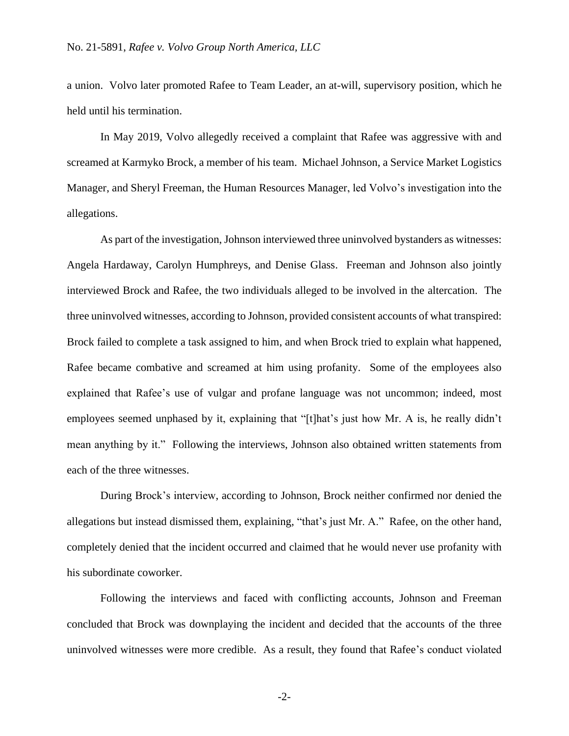a union. Volvo later promoted Rafee to Team Leader, an at-will, supervisory position, which he held until his termination.

In May 2019, Volvo allegedly received a complaint that Rafee was aggressive with and screamed at Karmyko Brock, a member of his team. Michael Johnson, a Service Market Logistics Manager, and Sheryl Freeman, the Human Resources Manager, led Volvo's investigation into the allegations.

As part of the investigation, Johnson interviewed three uninvolved bystanders as witnesses: Angela Hardaway, Carolyn Humphreys, and Denise Glass. Freeman and Johnson also jointly interviewed Brock and Rafee, the two individuals alleged to be involved in the altercation. The three uninvolved witnesses, according to Johnson, provided consistent accounts of what transpired: Brock failed to complete a task assigned to him, and when Brock tried to explain what happened, Rafee became combative and screamed at him using profanity. Some of the employees also explained that Rafee's use of vulgar and profane language was not uncommon; indeed, most employees seemed unphased by it, explaining that "[t]hat's just how Mr. A is, he really didn't mean anything by it." Following the interviews, Johnson also obtained written statements from each of the three witnesses.

During Brock's interview, according to Johnson, Brock neither confirmed nor denied the allegations but instead dismissed them, explaining, "that's just Mr. A." Rafee, on the other hand, completely denied that the incident occurred and claimed that he would never use profanity with his subordinate coworker.

Following the interviews and faced with conflicting accounts, Johnson and Freeman concluded that Brock was downplaying the incident and decided that the accounts of the three uninvolved witnesses were more credible. As a result, they found that Rafee's conduct violated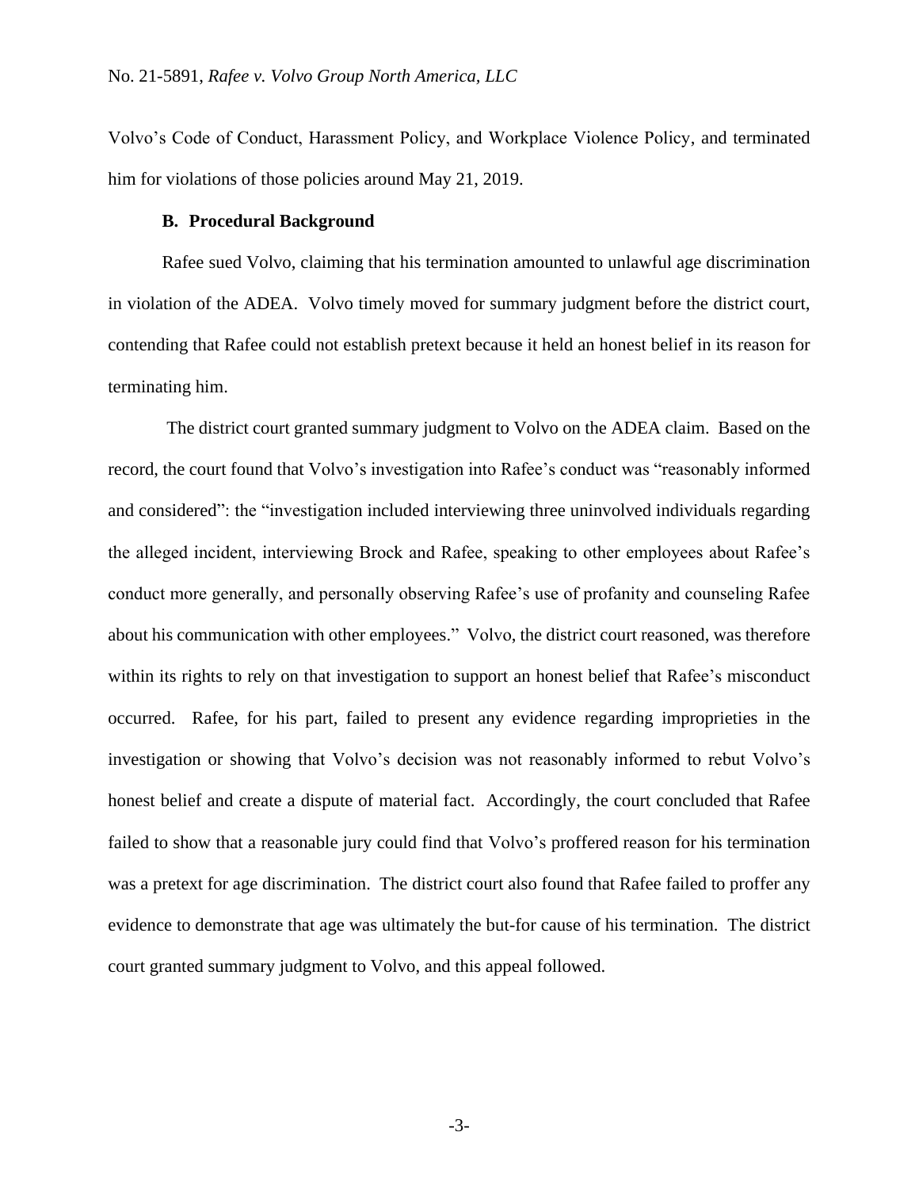Volvo's Code of Conduct, Harassment Policy, and Workplace Violence Policy, and terminated him for violations of those policies around May 21, 2019.

### B. Procedural Background

Rafee sued Volvo, claiming that his termination amounted to unlawful age discrimination in violation of the ADEA. Volvo timely moved for summary judgment before the district court, contending that Rafee could not establish pretext because it held an honest belief in its reason for terminating him.

The district court granted summary judgment to Volvo on the ADEA claim. Based on the record, the court found that Volvo's investigation into Rafee's conduct was "reasonably informed and considered": the "investigation included interviewing three uninvolved individuals regarding the alleged incident, interviewing Brock and Rafee, speaking to other employees about Rafee's conduct more generally, and personally observing Rafee's use of profanity and counseling Rafee about his communication with other employees." Volvo, the district court reasoned, was therefore within its rights to rely on that investigation to support an honest belief that Rafee's misconduct occurred. Rafee, for his part, failed to present any evidence regarding improprieties in the investigation or showing that Volvo's decision was not reasonably informed to rebut Volvo's honest belief and create a dispute of material fact. Accordingly, the court concluded that Rafee failed to show that a reasonable jury could find that Volvo's proffered reason for his termination was a pretext for age discrimination. The district court also found that Rafee failed to proffer any evidence to demonstrate that age was ultimately the but-for cause of his termination. The district court granted summary judgment to Volvo, and this appeal followed.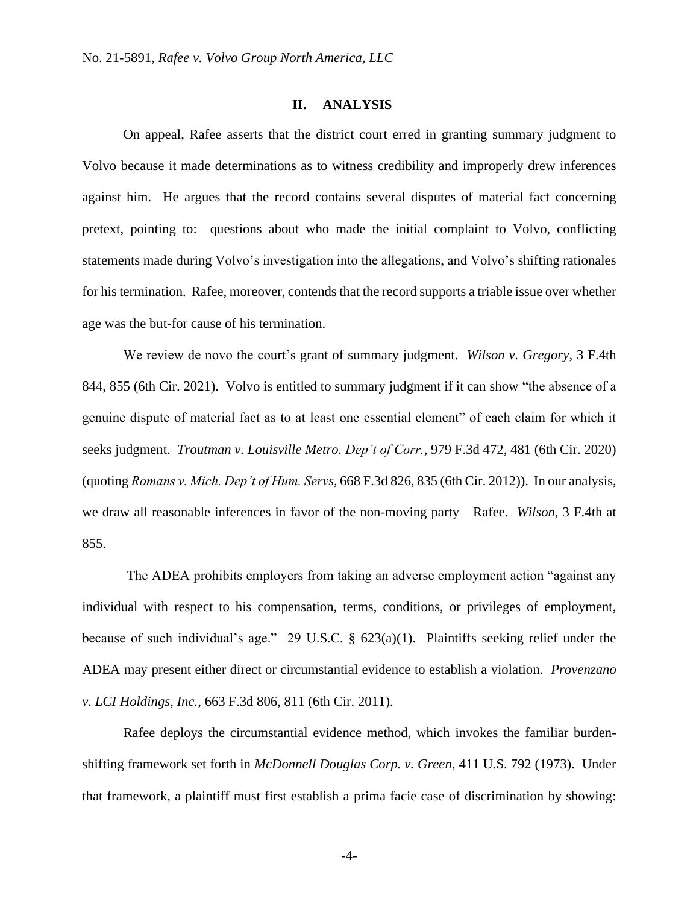## II. ANALYSIS

On appeal, Rafee asserts that the district court erred in granting summary judgment to Volvo because it made determinations as to witness credibility and improperly drew inferences against him. He argues that the record contains several disputes of material fact concerning pretext, pointing to: questions about who made the initial complaint to Volvo, conflicting statements made during Volvo's investigation into the allegations, and Volvo's shifting rationales for his termination. Rafee, moreover, contends that the record supports a triable issue over whether age was the but-for cause of his termination.

We review de novo the court's grant of summary judgment. *Wilson v. Gregory*, 3 F.4th 844, 855 (6th Cir. 2021). Volvo is entitled to summary judgment if it can show "the absence of a genuine dispute of material fact as to at least one essential element" of each claim for which it seeks judgment. *Troutman v. Louisville Metro. Dep't of Corr.*, 979 F.3d 472, 481 (6th Cir. 2020) (quoting *Romans v. Mich. Dep't of Hum. Servs*, 668 F.3d 826, 835 (6th Cir. 2012)). In our analysis, we draw all reasonable inferences in favor of the non-moving party—Rafee. *Wilson*, 3 F.4th at 855.

The ADEA prohibits employers from taking an adverse employment action "against any individual with respect to his compensation, terms, conditions, or privileges of employment, because of such individual's age." 29 U.S.C. § 623(a)(1). Plaintiffs seeking relief under the ADEA may present either direct or circumstantial evidence to establish a violation. *Provenzano v. LCI Holdings, Inc.*, 663 F.3d 806, 811 (6th Cir. 2011).

Rafee deploys the circumstantial evidence method, which invokes the familiar burden-shifting framework set forth in *McDonnell Douglas Corp. v. Green*, 411 U.S. 792 (1973). Under that framework, a plaintiff must first establish a prima facie case of discrimination by showing: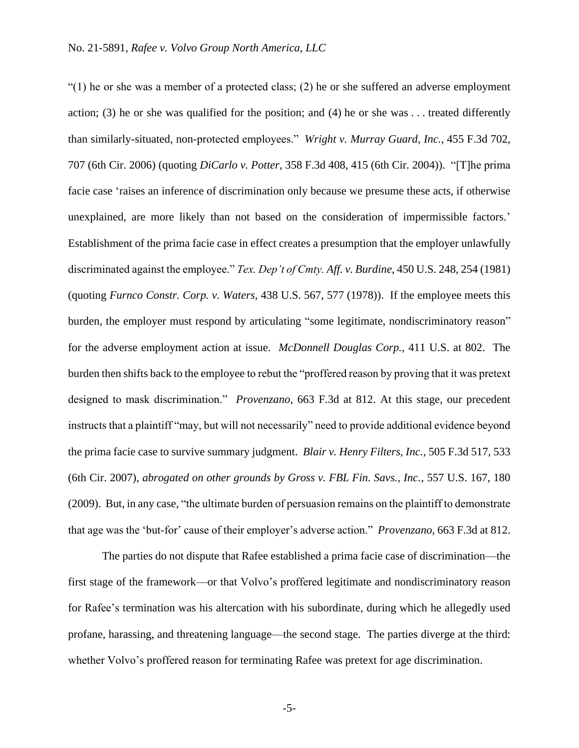"(1) he or she was a member of a protected class; (2) he or she suffered an adverse employment action; (3) he or she was qualified for the position; and (4) he or she was . . . treated differently than similarly-situated, non-protected employees." *Wright v. Murray Guard, Inc.*, 455 F.3d 702, 707 (6th Cir. 2006) (quoting *DiCarlo v. Potter*, 358 F.3d 408, 415 (6th Cir. 2004)). "[T]he prima facie case 'raises an inference of discrimination only because we presume these acts, if otherwise unexplained, are more likely than not based on the consideration of impermissible factors.' Establishment of the prima facie case in effect creates a presumption that the employer unlawfully discriminated against the employee." *Tex. Dep't of Cmty. Aff. v. Burdine*, 450 U.S. 248, 254 (1981) (quoting *Furnco Constr. Corp. v. Waters*, 438 U.S. 567, 577 (1978)). If the employee meets this burden, the employer must respond by articulating "some legitimate, nondiscriminatory reason" for the adverse employment action at issue. *McDonnell Douglas Corp.*, 411 U.S. at 802. The burden then shifts back to the employee to rebut the "proffered reason by proving that it was pretext designed to mask discrimination." *Provenzano*, 663 F.3d at 812. At this stage, our precedent instructs that a plaintiff "may, but will not necessarily" need to provide additional evidence beyond the prima facie case to survive summary judgment. *Blair v. Henry Filters, Inc.*, 505 F.3d 517, 533 (6th Cir. 2007), *abrogated on other grounds by Gross v. FBL Fin. Savs., Inc.*, 557 U.S. 167, 180 (2009). But, in any case, "the ultimate burden of persuasion remains on the plaintiff to demonstrate that age was the 'but-for' cause of their employer's adverse action." *Provenzano*, 663 F.3d at 812.

The parties do not dispute that Rafee established a prima facie case of discrimination—the first stage of the framework—or that Volvo's proffered legitimate and nondiscriminatory reason for Rafee's termination was his altercation with his subordinate, during which he allegedly used profane, harassing, and threatening language—the second stage. The parties diverge at the third: whether Volvo's proffered reason for terminating Rafee was pretext for age discrimination.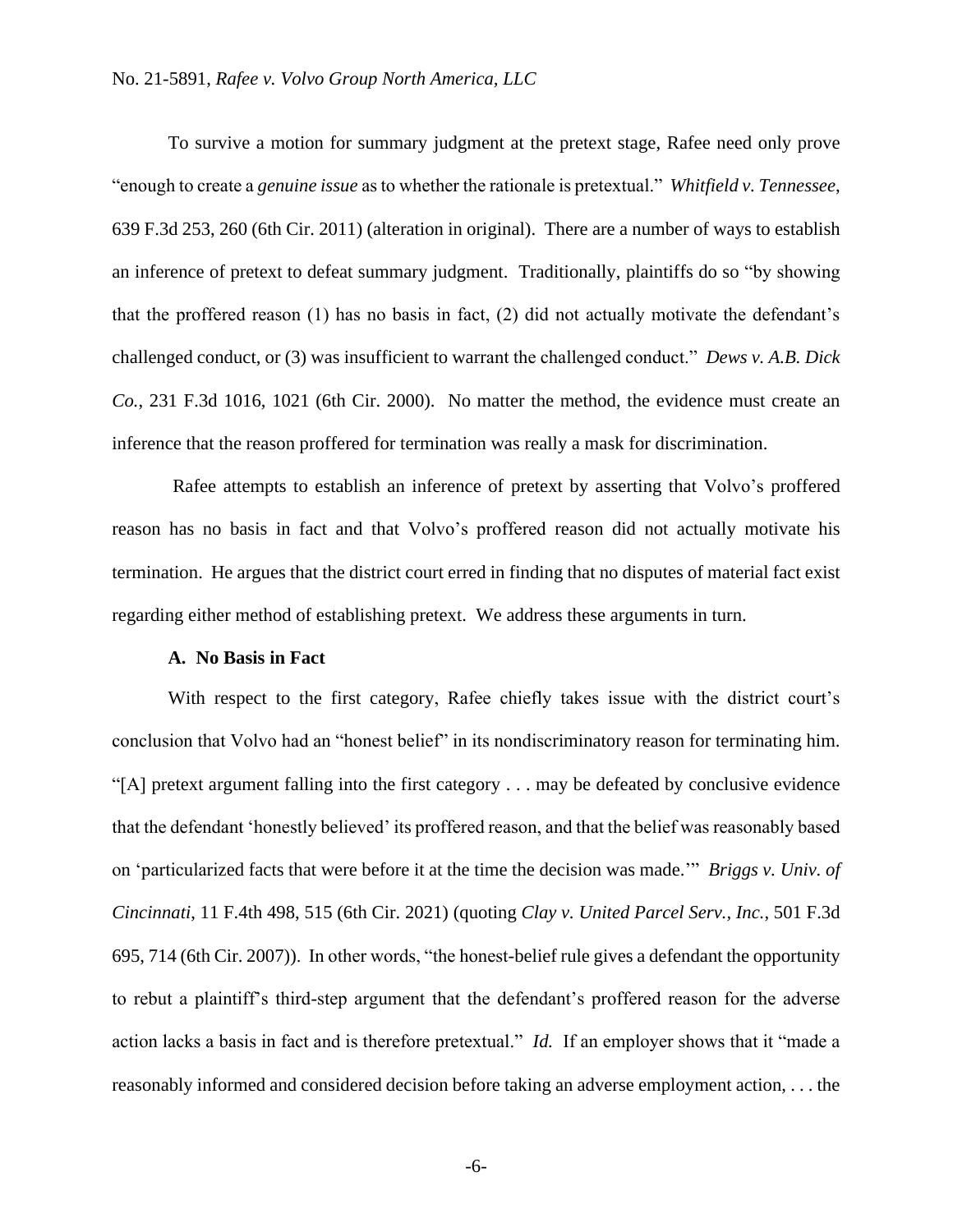To survive a motion for summary judgment at the pretext stage, Rafee need only prove "enough to create a *genuine issue* as to whether the rationale is pretextual." *Whitfield v. Tennessee*, 639 F.3d 253, 260 (6th Cir. 2011) (alteration in original). There are a number of ways to establish an inference of pretext to defeat summary judgment. Traditionally, plaintiffs do so "by showing that the proffered reason (1) has no basis in fact, (2) did not actually motivate the defendant's challenged conduct, or (3) was insufficient to warrant the challenged conduct." *Dews v. A.B. Dick Co.*, 231 F.3d 1016, 1021 (6th Cir. 2000). No matter the method, the evidence must create an inference that the reason proffered for termination was really a mask for discrimination.

Rafee attempts to establish an inference of pretext by asserting that Volvo's proffered reason has no basis in fact and that Volvo's proffered reason did not actually motivate his termination. He argues that the district court erred in finding that no disputes of material fact exist regarding either method of establishing pretext. We address these arguments in turn.

**A. No Basis in Fact**

With respect to the first category, Rafee chiefly takes issue with the district court's conclusion that Volvo had an "honest belief" in its nondiscriminatory reason for terminating him. "[A] pretext argument falling into the first category . . . may be defeated by conclusive evidence that the defendant 'honestly believed' its proffered reason, and that the belief was reasonably based on 'particularized facts that were before it at the time the decision was made.'" *Briggs v. Univ. of Cincinnati*, 11 F.4th 498, 515 (6th Cir. 2021) (quoting *Clay v. United Parcel Serv., Inc.*, 501 F.3d 695, 714 (6th Cir. 2007)). In other words, "the honest-belief rule gives a defendant the opportunity to rebut a plaintiff's third-step argument that the defendant's proffered reason for the adverse action lacks a basis in fact and is therefore pretextual." *Id.* If an employer shows that it "made a reasonably informed and considered decision before taking an adverse employment action, . . . the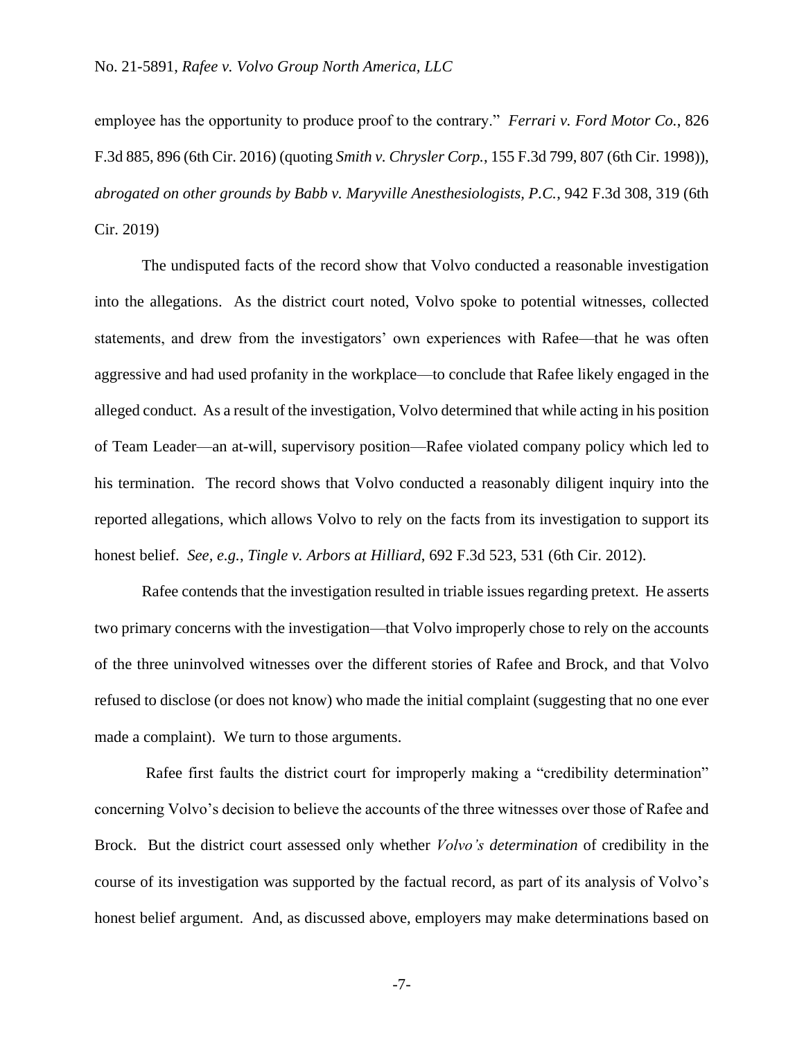employee has the opportunity to produce proof to the contrary." *Ferrari v. Ford Motor Co.*, 826 F.3d 885, 896 (6th Cir. 2016) (quoting *Smith v. Chrysler Corp.*, 155 F.3d 799, 807 (6th Cir. 1998)), *abrogated on other grounds by Babb v. Maryville Anesthesiologists, P.C.*, 942 F.3d 308, 319 (6th Cir. 2019)

The undisputed facts of the record show that Volvo conducted a reasonable investigation into the allegations. As the district court noted, Volvo spoke to potential witnesses, collected statements, and drew from the investigators' own experiences with Rafee—that he was often aggressive and had used profanity in the workplace—to conclude that Rafee likely engaged in the alleged conduct. As a result of the investigation, Volvo determined that while acting in his position of Team Leader—an at-will, supervisory position—Rafee violated company policy which led to his termination. The record shows that Volvo conducted a reasonably diligent inquiry into the reported allegations, which allows Volvo to rely on the facts from its investigation to support its honest belief. *See, e.g.*, *Tingle v. Arbors at Hilliard*, 692 F.3d 523, 531 (6th Cir. 2012).

Rafee contends that the investigation resulted in triable issues regarding pretext. He asserts two primary concerns with the investigation—that Volvo improperly chose to rely on the accounts of the three uninvolved witnesses over the different stories of Rafee and Brock, and that Volvo refused to disclose (or does not know) who made the initial complaint (suggesting that no one ever made a complaint). We turn to those arguments.

Rafee first faults the district court for improperly making a "credibility determination" concerning Volvo's decision to believe the accounts of the three witnesses over those of Rafee and Brock. But the district court assessed only whether *Volvo's determination* of credibility in the course of its investigation was supported by the factual record, as part of its analysis of Volvo's honest belief argument. And, as discussed above, employers may make determinations based on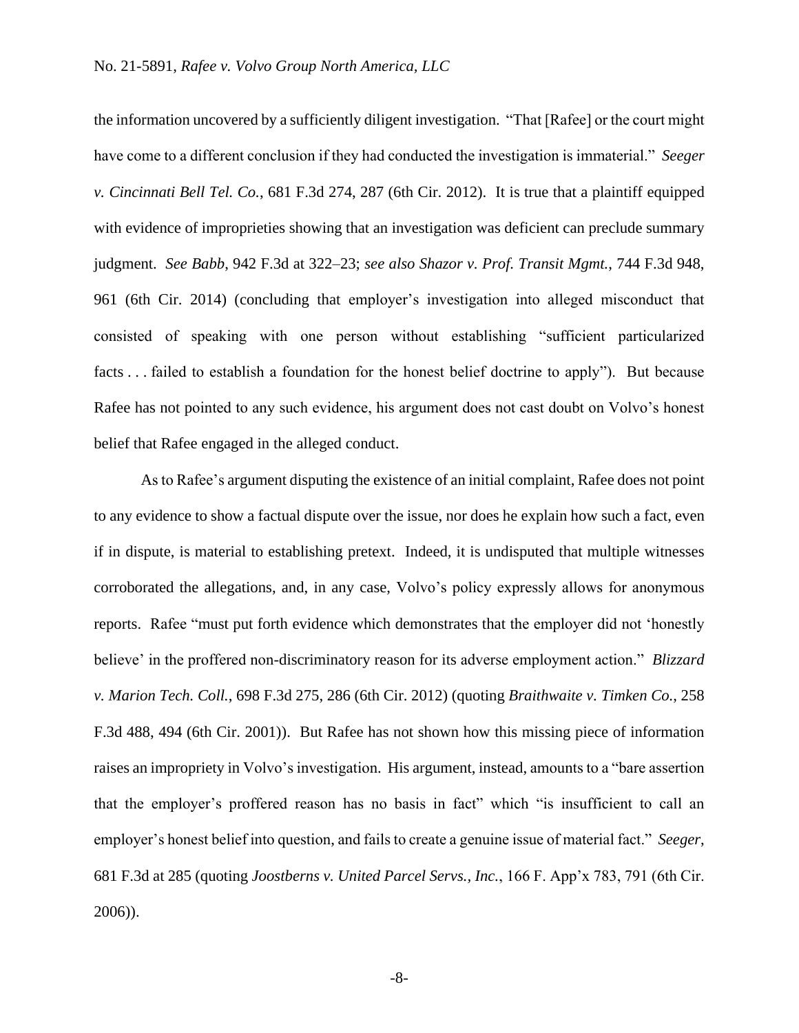the information uncovered by a sufficiently diligent investigation. "That [Rafee] or the court might have come to a different conclusion if they had conducted the investigation is immaterial." *Seeger v. Cincinnati Bell Tel. Co.*, 681 F.3d 274, 287 (6th Cir. 2012). It is true that a plaintiff equipped with evidence of improprieties showing that an investigation was deficient can preclude summary judgment. *See Babb*, 942 F.3d at 322–23; *see also Shazor v. Prof. Transit Mgmt.*, 744 F.3d 948, 961 (6th Cir. 2014) (concluding that employer's investigation into alleged misconduct that consisted of speaking with one person without establishing "sufficient particularized facts . . . failed to establish a foundation for the honest belief doctrine to apply"). But because Rafee has not pointed to any such evidence, his argument does not cast doubt on Volvo's honest belief that Rafee engaged in the alleged conduct.

As to Rafee's argument disputing the existence of an initial complaint, Rafee does not point to any evidence to show a factual dispute over the issue, nor does he explain how such a fact, even if in dispute, is material to establishing pretext. Indeed, it is undisputed that multiple witnesses corroborated the allegations, and, in any case, Volvo's policy expressly allows for anonymous reports. Rafee "must put forth evidence which demonstrates that the employer did not 'honestly believe' in the proffered non-discriminatory reason for its adverse employment action." *Blizzard v. Marion Tech. Coll.*, 698 F.3d 275, 286 (6th Cir. 2012) (quoting *Braithwaite v. Timken Co.*, 258 F.3d 488, 494 (6th Cir. 2001)). But Rafee has not shown how this missing piece of information raises an impropriety in Volvo's investigation. His argument, instead, amounts to a "bare assertion that the employer's proffered reason has no basis in fact" which "is insufficient to call an employer's honest belief into question, and fails to create a genuine issue of material fact." *Seeger*, 681 F.3d at 285 (quoting *Joostberns v. United Parcel Servs., Inc.*, 166 F. App'x 783, 791 (6th Cir. 2006)).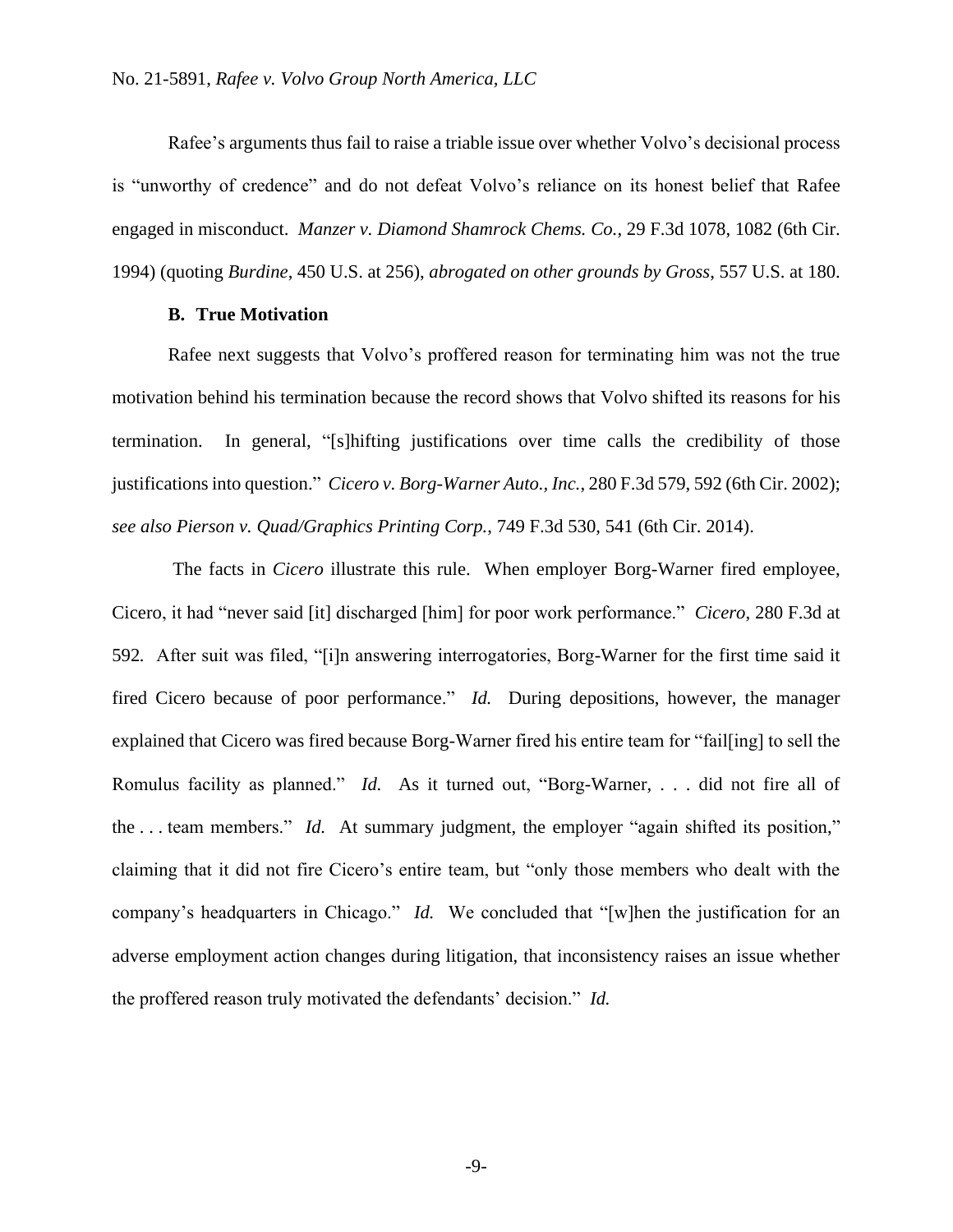Rafee's arguments thus fail to raise a triable issue over whether Volvo's decisional process is "unworthy of credence" and do not defeat Volvo's reliance on its honest belief that Rafee engaged in misconduct. *Manzer v. Diamond Shamrock Chems. Co.*, 29 F.3d 1078, 1082 (6th Cir. 1994) (quoting *Burdine*, 450 U.S. at 256), *abrogated on other grounds by Gross*, 557 U.S. at 180.

### B. True Motivation

Rafee next suggests that Volvo's proffered reason for terminating him was not the true motivation behind his termination because the record shows that Volvo shifted its reasons for his termination. In general, "[s]hifting justifications over time calls the credibility of those justifications into question." *Cicero v. Borg-Warner Auto., Inc.*, 280 F.3d 579, 592 (6th Cir. 2002); *see also Pierson v. Quad/Graphics Printing Corp.*, 749 F.3d 530, 541 (6th Cir. 2014).

The facts in *Cicero* illustrate this rule. When employer Borg-Warner fired employee, Cicero, it had "never said [it] discharged [him] for poor work performance." *Cicero*, 280 F.3d at 592*.* After suit was filed, "[i]n answering interrogatories, Borg-Warner for the first time said it fired Cicero because of poor performance." *Id.* During depositions, however, the manager explained that Cicero was fired because Borg-Warner fired his entire team for "fail[ing] to sell the Romulus facility as planned." *Id.* As it turned out, "Borg-Warner, . . . did not fire all of the . . . team members." *Id.* At summary judgment, the employer "again shifted its position," claiming that it did not fire Cicero's entire team, but "only those members who dealt with the company's headquarters in Chicago." *Id.* We concluded that "[w]hen the justification for an adverse employment action changes during litigation, that inconsistency raises an issue whether the proffered reason truly motivated the defendants' decision." *Id.*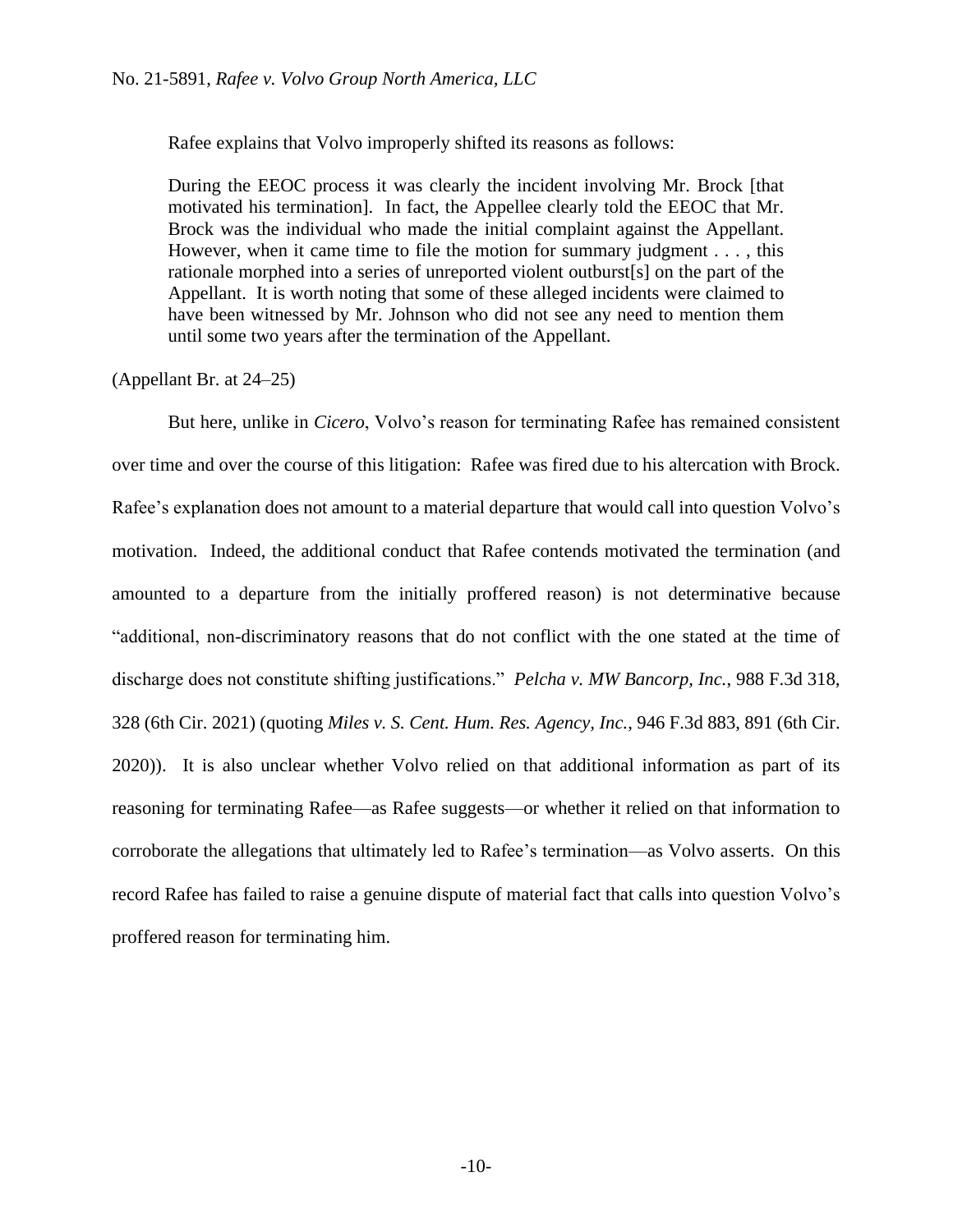Rafee explains that Volvo improperly shifted its reasons as follows:

> During the EEOC process it was clearly the incident involving Mr. Brock [that motivated his termination]. In fact, the Appellee clearly told the EEOC that Mr. Brock was the individual who made the initial complaint against the Appellant. However, when it came time to file the motion for summary judgment . . . , this rationale morphed into a series of unreported violent outburst[s] on the part of the Appellant. It is worth noting that some of these alleged incidents were claimed to have been witnessed by Mr. Johnson who did not see any need to mention them until some two years after the termination of the Appellant.

(Appellant Br. at 24–25)

But here, unlike in *Cicero*, Volvo's reason for terminating Rafee has remained consistent over time and over the course of this litigation: Rafee was fired due to his altercation with Brock. Rafee's explanation does not amount to a material departure that would call into question Volvo's motivation. Indeed, the additional conduct that Rafee contends motivated the termination (and amounted to a departure from the initially proffered reason) is not determinative because "additional, non-discriminatory reasons that do not conflict with the one stated at the time of discharge does not constitute shifting justifications." *Pelcha v. MW Bancorp, Inc.*, 988 F.3d 318, 328 (6th Cir. 2021) (quoting *Miles v. S. Cent. Hum. Res. Agency, Inc.*, 946 F.3d 883, 891 (6th Cir. 2020)). It is also unclear whether Volvo relied on that additional information as part of its reasoning for terminating Rafee—as Rafee suggests—or whether it relied on that information to corroborate the allegations that ultimately led to Rafee's termination—as Volvo asserts. On this record Rafee has failed to raise a genuine dispute of material fact that calls into question Volvo's proffered reason for terminating him.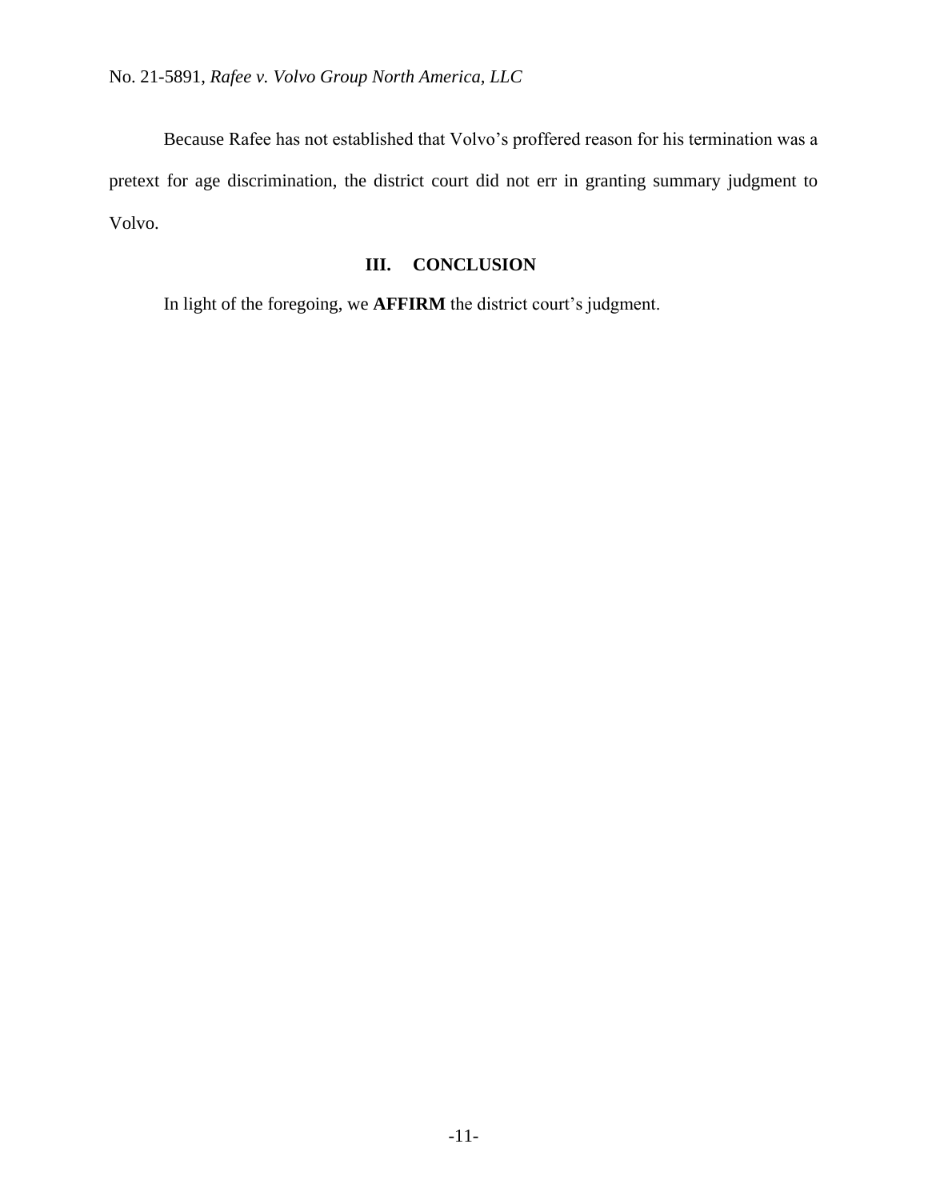Because Rafee has not established that Volvo's proffered reason for his termination was a pretext for age discrimination, the district court did not err in granting summary judgment to Volvo.

## III. CONCLUSION

In light of the foregoing, we **AFFIRM** the district court's judgment.